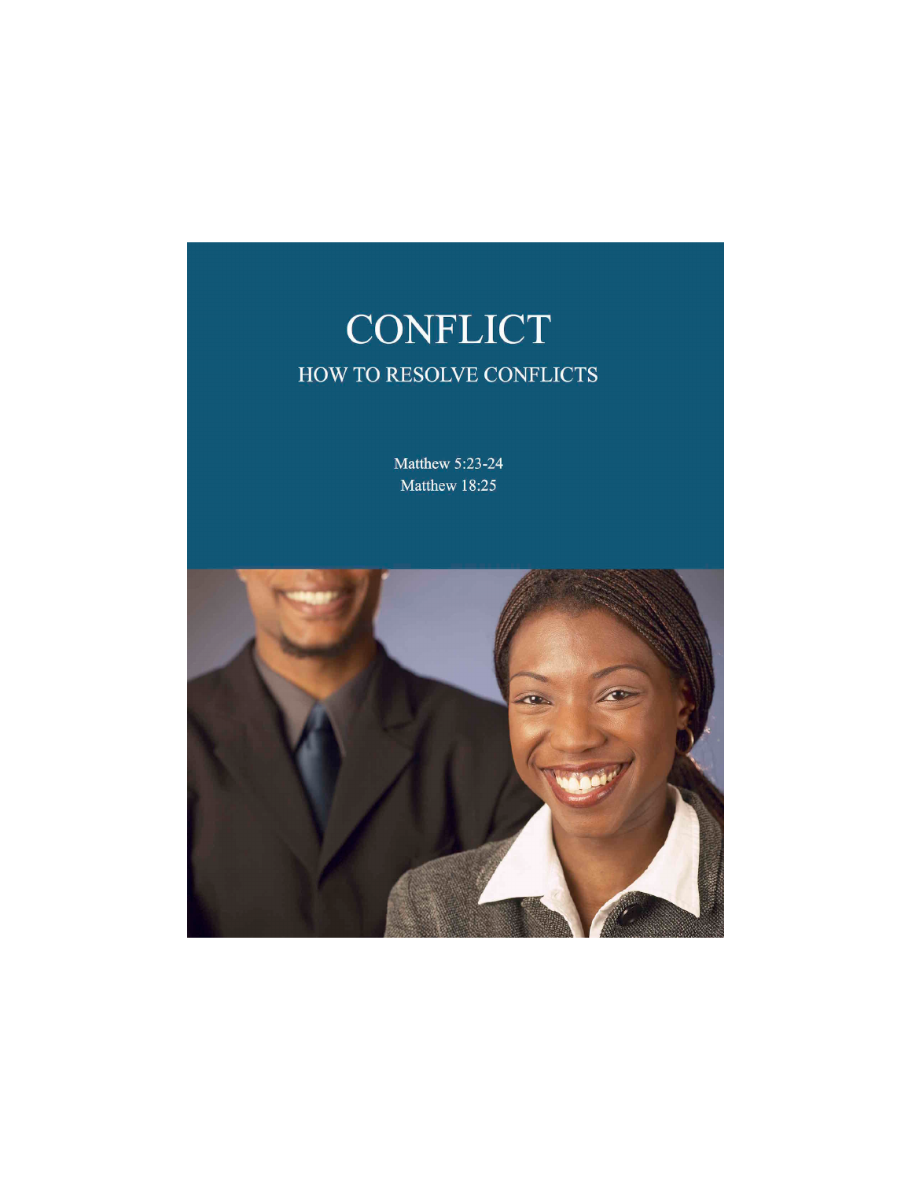# CONFLICT

## HOW TO RESOLVE CONFLICTS

Matthew 5:23-24
Matthew 18:25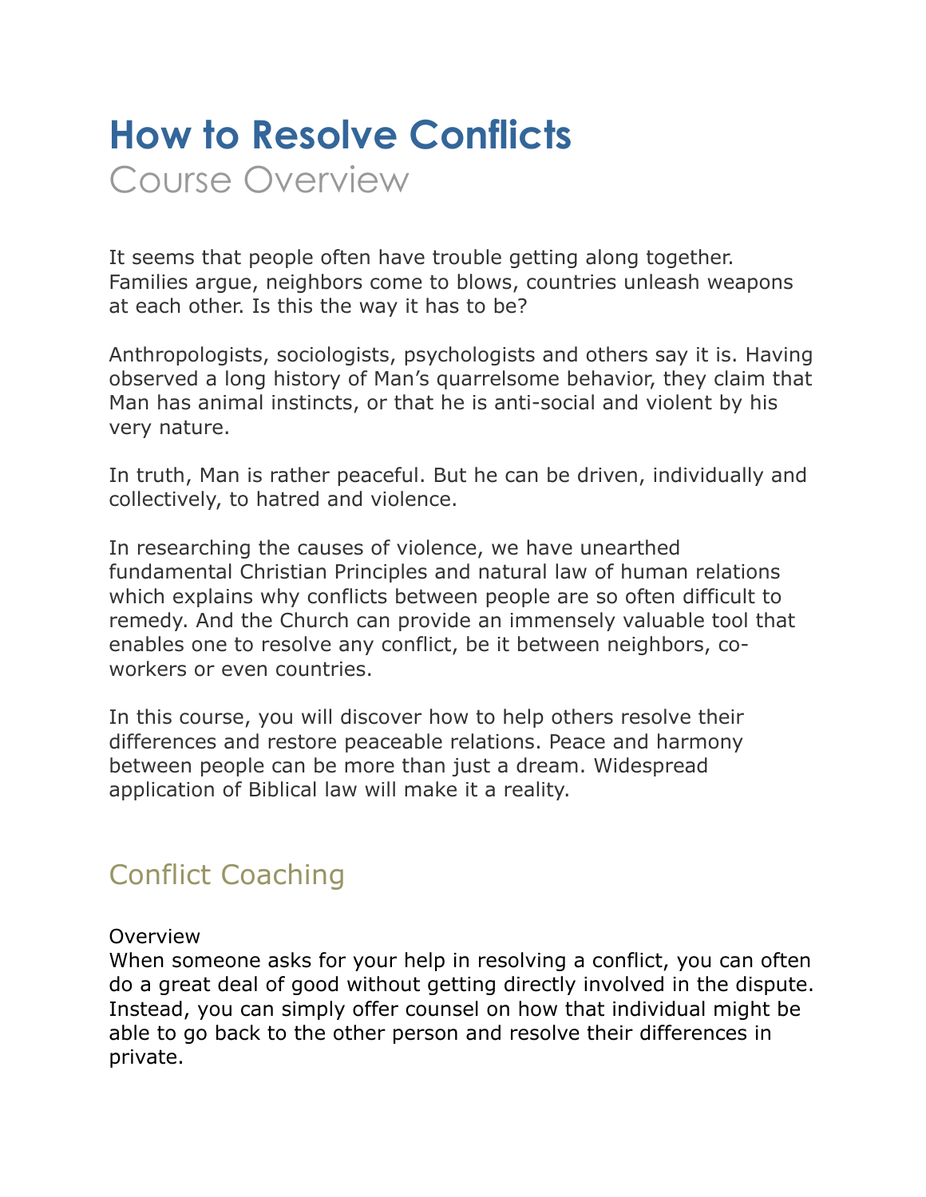# How to Resolve Conflicts

Course Overview

It seems that people often have trouble getting along together. Families argue, neighbors come to blows, countries unleash weapons at each other. Is this the way it has to be?

Anthropologists, sociologists, psychologists and others say it is. Having observed a long history of Man's quarrelsome behavior, they claim that Man has animal instincts, or that he is anti-social and violent by his very nature.

In truth, Man is rather peaceful. But he can be driven, individually and collectively, to hatred and violence.

In researching the causes of violence, we have unearthed fundamental Christian Principles and natural law of human relations which explains why conflicts between people are so often difficult to remedy. And the Church can provide an immensely valuable tool that enables one to resolve any conflict, be it between neighbors, co-workers or even countries.

In this course, you will discover how to help others resolve their differences and restore peaceable relations. Peace and harmony between people can be more than just a dream. Widespread application of Biblical law will make it a reality.

## Conflict Coaching

Overview

When someone asks for your help in resolving a conflict, you can often do a great deal of good without getting directly involved in the dispute. Instead, you can simply offer counsel on how that individual might be able to go back to the other person and resolve their differences in private.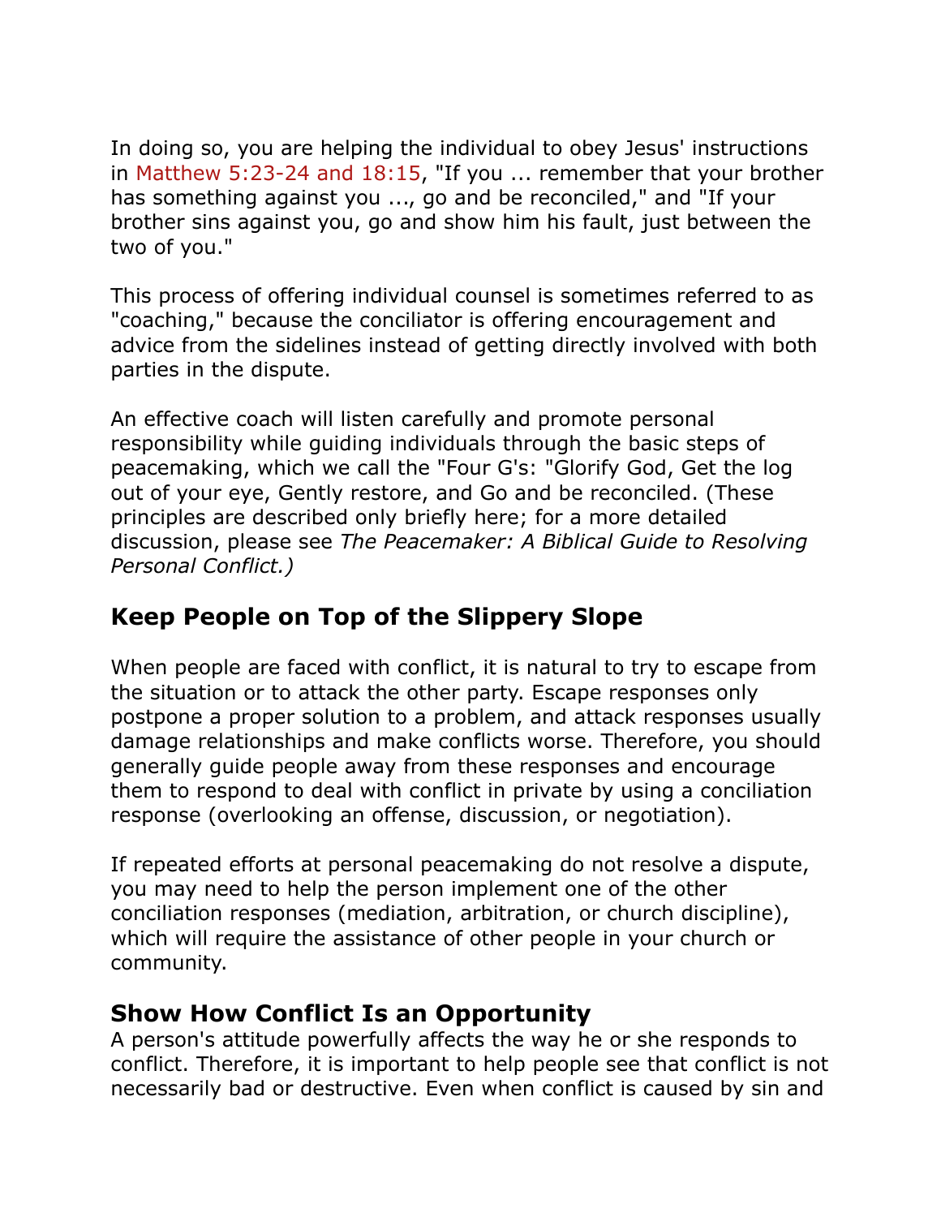In doing so, you are helping the individual to obey Jesus' instructions in Matthew 5:23-24 and 18:15, "If you ... remember that your brother has something against you ..., go and be reconciled," and "If your brother sins against you, go and show him his fault, just between the two of you."

This process of offering individual counsel is sometimes referred to as "coaching," because the conciliator is offering encouragement and advice from the sidelines instead of getting directly involved with both parties in the dispute.

An effective coach will listen carefully and promote personal responsibility while guiding individuals through the basic steps of peacemaking, which we call the "Four G's: "Glorify God, Get the log out of your eye, Gently restore, and Go and be reconciled. (These principles are described only briefly here; for a more detailed discussion, please see *The Peacemaker: A Biblical Guide to Resolving Personal Conflict.)*

## Keep People on Top of the Slippery Slope

When people are faced with conflict, it is natural to try to escape from the situation or to attack the other party. Escape responses only postpone a proper solution to a problem, and attack responses usually damage relationships and make conflicts worse. Therefore, you should generally guide people away from these responses and encourage them to respond to deal with conflict in private by using a conciliation response (overlooking an offense, discussion, or negotiation).

If repeated efforts at personal peacemaking do not resolve a dispute, you may need to help the person implement one of the other conciliation responses (mediation, arbitration, or church discipline), which will require the assistance of other people in your church or community.

## Show How Conflict Is an Opportunity

A person's attitude powerfully affects the way he or she responds to conflict. Therefore, it is important to help people see that conflict is not necessarily bad or destructive. Even when conflict is caused by sin and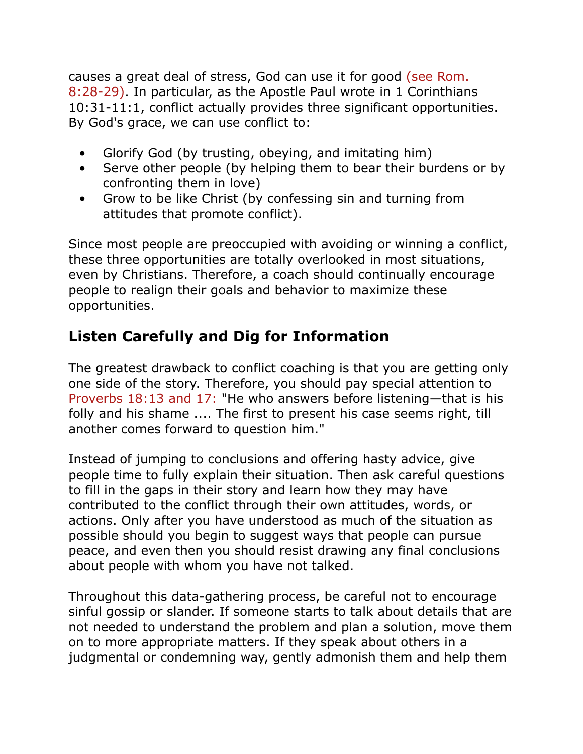causes a great deal of stress, God can use it for good (see Rom. 8:28-29). In particular, as the Apostle Paul wrote in 1 Corinthians 10:31-11:1, conflict actually provides three significant opportunities. By God's grace, we can use conflict to:

- Glorify God (by trusting, obeying, and imitating him)
- Serve other people (by helping them to bear their burdens or by confronting them in love)
- Grow to be like Christ (by confessing sin and turning from attitudes that promote conflict).

Since most people are preoccupied with avoiding or winning a conflict, these three opportunities are totally overlooked in most situations, even by Christians. Therefore, a coach should continually encourage people to realign their goals and behavior to maximize these opportunities.

## Listen Carefully and Dig for Information

The greatest drawback to conflict coaching is that you are getting only one side of the story. Therefore, you should pay special attention to Proverbs 18:13 and 17: "He who answers before listening—that is his folly and his shame .... The first to present his case seems right, till another comes forward to question him."

Instead of jumping to conclusions and offering hasty advice, give people time to fully explain their situation. Then ask careful questions to fill in the gaps in their story and learn how they may have contributed to the conflict through their own attitudes, words, or actions. Only after you have understood as much of the situation as possible should you begin to suggest ways that people can pursue peace, and even then you should resist drawing any final conclusions about people with whom you have not talked.

Throughout this data-gathering process, be careful not to encourage sinful gossip or slander. If someone starts to talk about details that are not needed to understand the problem and plan a solution, move them on to more appropriate matters. If they speak about others in a judgmental or condemning way, gently admonish them and help them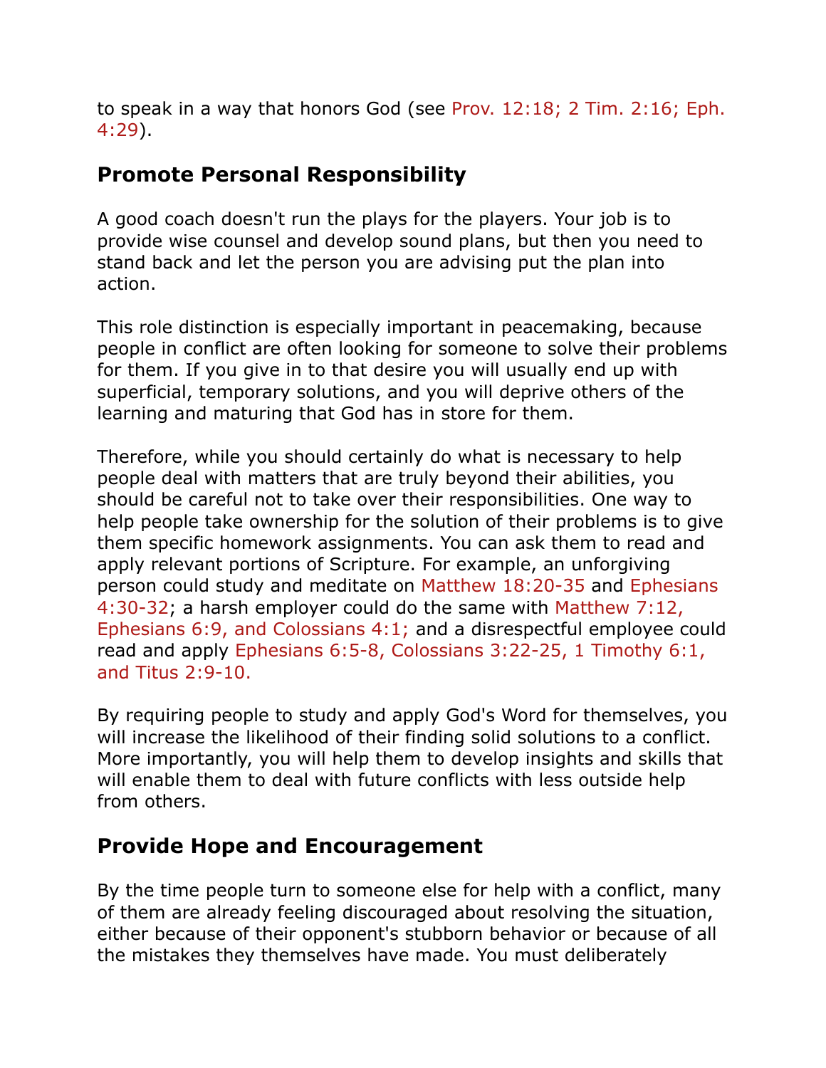to speak in a way that honors God (see Prov. 12:18; 2 Tim. 2:16; Eph. 4:29).

## Promote Personal Responsibility

A good coach doesn't run the plays for the players. Your job is to provide wise counsel and develop sound plans, but then you need to stand back and let the person you are advising put the plan into action.

This role distinction is especially important in peacemaking, because people in conflict are often looking for someone to solve their problems for them. If you give in to that desire you will usually end up with superficial, temporary solutions, and you will deprive others of the learning and maturing that God has in store for them.

Therefore, while you should certainly do what is necessary to help people deal with matters that are truly beyond their abilities, you should be careful not to take over their responsibilities. One way to help people take ownership for the solution of their problems is to give them specific homework assignments. You can ask them to read and apply relevant portions of Scripture. For example, an unforgiving person could study and meditate on Matthew 18:20-35 and Ephesians 4:30-32; a harsh employer could do the same with Matthew 7:12, Ephesians 6:9, and Colossians 4:1; and a disrespectful employee could read and apply Ephesians 6:5-8, Colossians 3:22-25, 1 Timothy 6:1, and Titus 2:9-10.

By requiring people to study and apply God's Word for themselves, you will increase the likelihood of their finding solid solutions to a conflict. More importantly, you will help them to develop insights and skills that will enable them to deal with future conflicts with less outside help from others.

## Provide Hope and Encouragement

By the time people turn to someone else for help with a conflict, many of them are already feeling discouraged about resolving the situation, either because of their opponent's stubborn behavior or because of all the mistakes they themselves have made. You must deliberately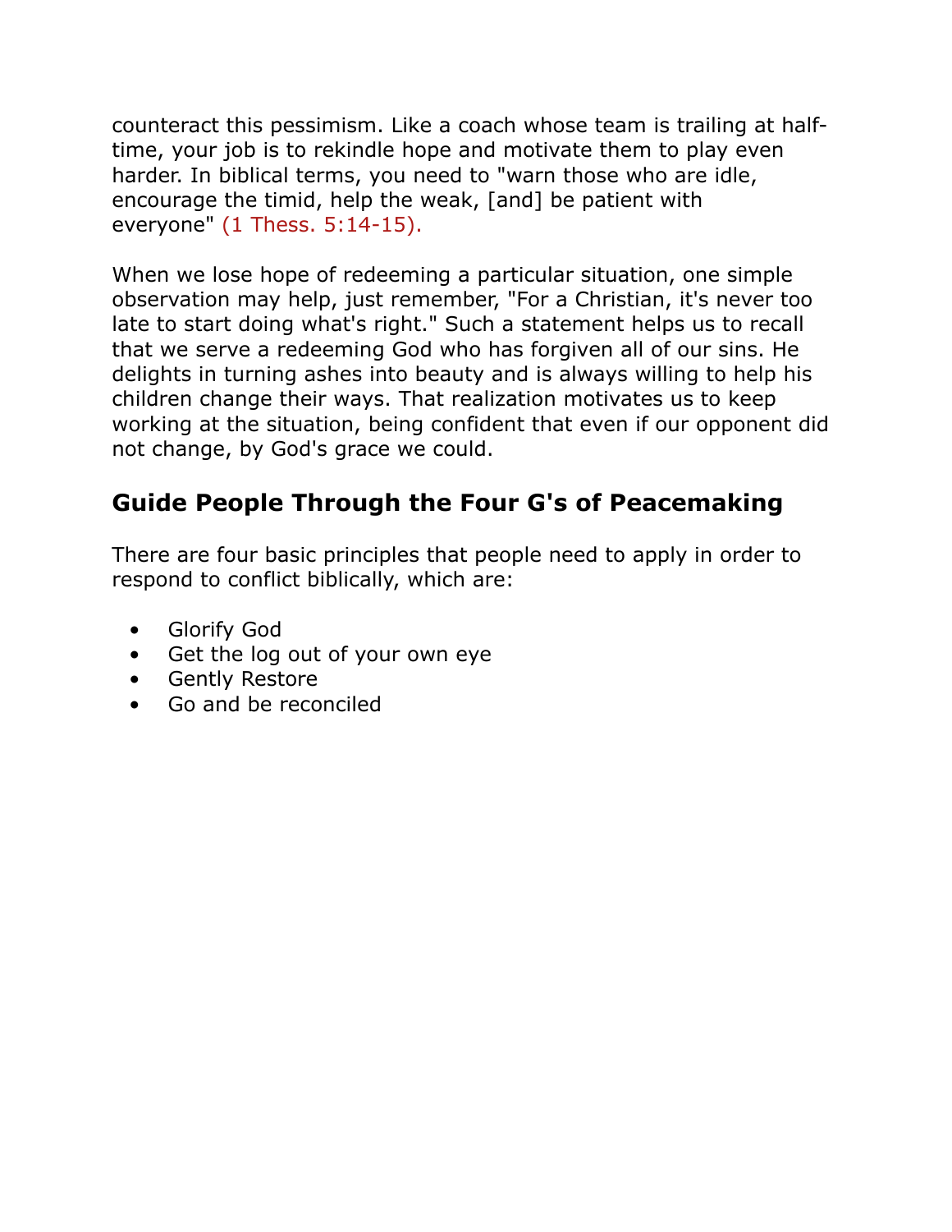counteract this pessimism. Like a coach whose team is trailing at half-time, your job is to rekindle hope and motivate them to play even harder. In biblical terms, you need to "warn those who are idle, encourage the timid, help the weak, [and] be patient with everyone" (1 Thess. 5:14-15).

When we lose hope of redeeming a particular situation, one simple observation may help, just remember, "For a Christian, it's never too late to start doing what's right." Such a statement helps us to recall that we serve a redeeming God who has forgiven all of our sins. He delights in turning ashes into beauty and is always willing to help his children change their ways. That realization motivates us to keep working at the situation, being confident that even if our opponent did not change, by God's grace we could.

## Guide People Through the Four G's of Peacemaking

There are four basic principles that people need to apply in order to respond to conflict biblically, which are:

- Glorify God
- Get the log out of your own eye
- Gently Restore
- Go and be reconciled